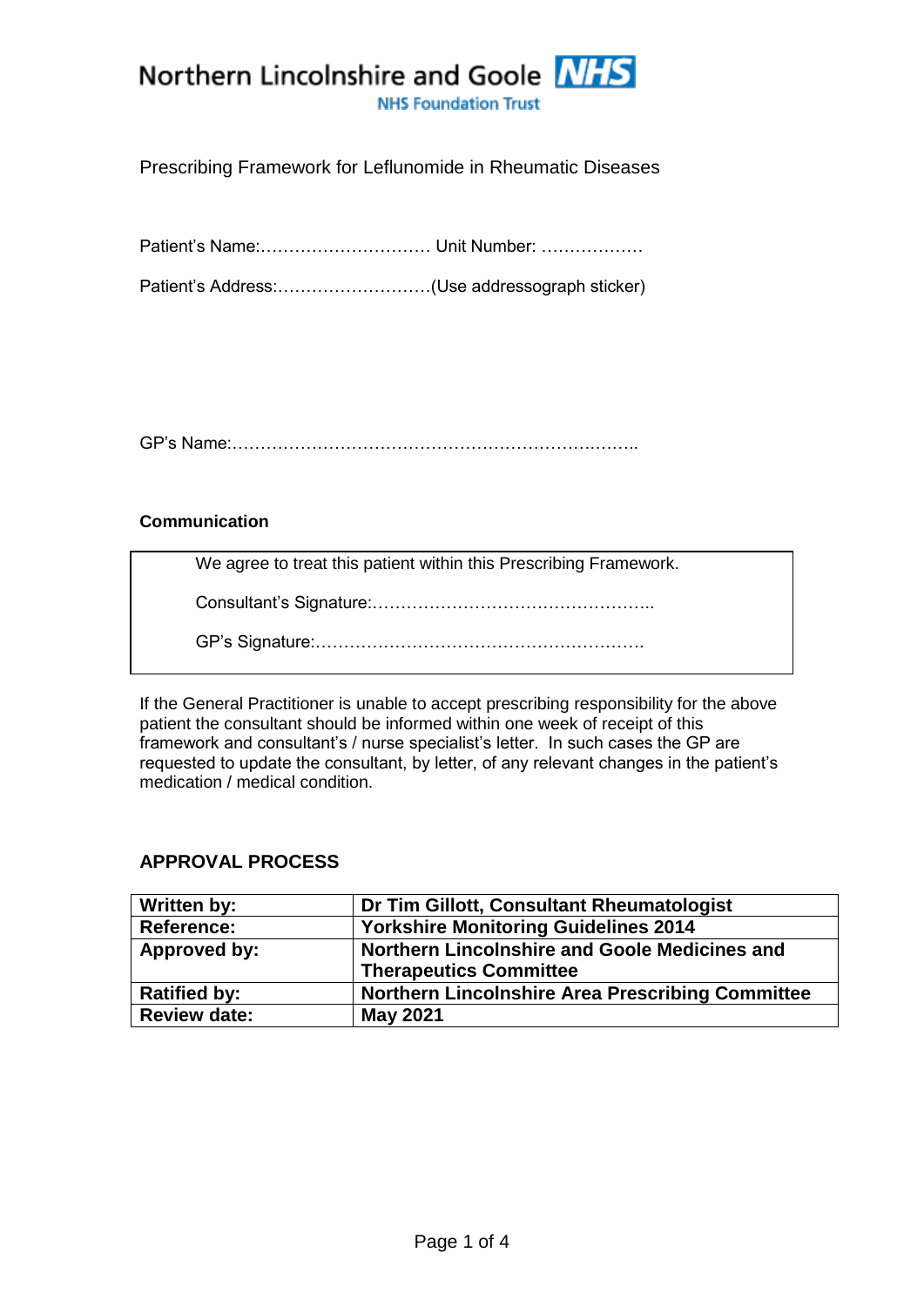Northern Lincolnshire and Goole NHS

NHS Foundation Trust

Prescribing Framework for Leflunomide in Rheumatic Diseases

Patient's Name:………………………… Unit Number: ………………

Patient's Address:………………………(Use addressograph sticker)

GP's Name:……………………………………………………….……..

**Communication**

| We agree to treat this patient within this Prescribing Framework.<br><br>Consultant's Signature:…………………………………………..<br><br>GP's Signature:…………………………………………………. |
|---|

If the General Practitioner is unable to accept prescribing responsibility for the above patient the consultant should be informed within one week of receipt of this framework and consultant's / nurse specialist's letter. In such cases the GP are requested to update the consultant, by letter, of any relevant changes in the patient's medication / medical condition.

## APPROVAL PROCESS

| **Written by:** | **Dr Tim Gillott, Consultant Rheumatologist** |
|---|---|
| **Reference:** | **Yorkshire Monitoring Guidelines 2014** |
| **Approved by:** | **Northern Lincolnshire and Goole Medicines and Therapeutics Committee** |
| **Ratified by:** | **Northern Lincolnshire Area Prescribing Committee** |
| **Review date:** | **May 2021** |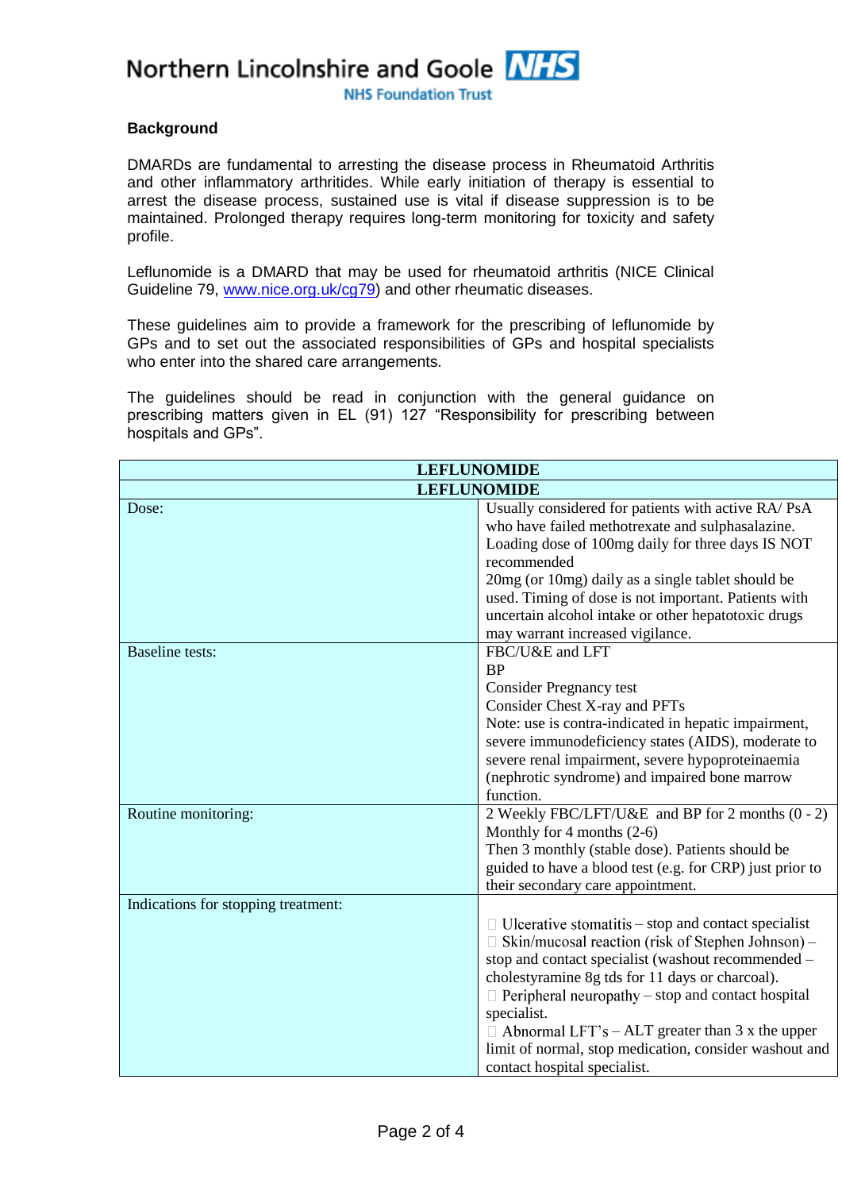## Background

DMARDs are fundamental to arresting the disease process in Rheumatoid Arthritis and other inflammatory arthritides. While early initiation of therapy is essential to arrest the disease process, sustained use is vital if disease suppression is to be maintained. Prolonged therapy requires long-term monitoring for toxicity and safety profile.

Leflunomide is a DMARD that may be used for rheumatoid arthritis (NICE Clinical Guideline 79, www.nice.org.uk/cg79) and other rheumatic diseases.

These guidelines aim to provide a framework for the prescribing of leflunomide by GPs and to set out the associated responsibilities of GPs and hospital specialists who enter into the shared care arrangements.

The guidelines should be read in conjunction with the general guidance on prescribing matters given in EL (91) 127 "Responsibility for prescribing between hospitals and GPs".

| **LEFLUNOMIDE** | |
|---|---|
| **LEFLUNOMIDE** | |
| Dose: | Usually considered for patients with active RA/ PsA who have failed methotrexate and sulphasalazine.<br>Loading dose of 100mg daily for three days IS NOT recommended<br>20mg (or 10mg) daily as a single tablet should be used. Timing of dose is not important. Patients with uncertain alcohol intake or other hepatotoxic drugs may warrant increased vigilance. |
| Baseline tests: | FBC/U&E and LFT<br>BP<br>Consider Pregnancy test<br>Consider Chest X-ray and PFTs<br>Note: use is contra-indicated in hepatic impairment, severe immunodeficiency states (AIDS), moderate to severe renal impairment, severe hypoproteinaemia (nephrotic syndrome) and impaired bone marrow function. |
| Routine monitoring: | 2 Weekly FBC/LFT/U&E and BP for 2 months (0 - 2)<br>Monthly for 4 months (2-6)<br>Then 3 monthly (stable dose). Patients should be guided to have a blood test (e.g. for CRP) just prior to their secondary care appointment. |
| Indications for stopping treatment: | - Ulcerative stomatitis – stop and contact specialist<br>- Skin/mucosal reaction (risk of Stephen Johnson) – stop and contact specialist (washout recommended – cholestyramine 8g tds for 11 days or charcoal).<br>- Peripheral neuropathy – stop and contact hospital specialist.<br>- Abnormal LFT's – ALT greater than 3 x the upper limit of normal, stop medication, consider washout and contact hospital specialist. |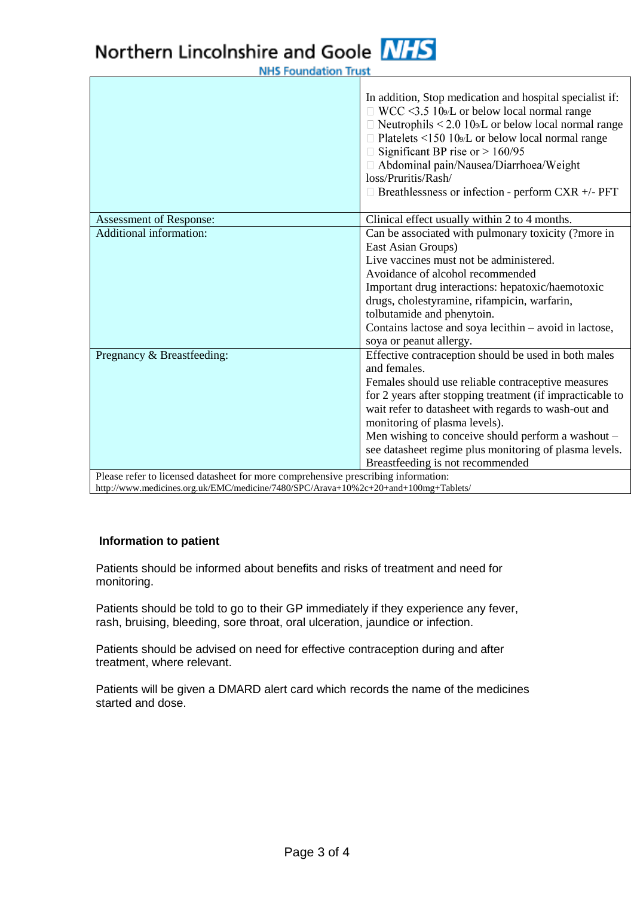| | |
|---|---|
| | In addition, Stop medication and hospital specialist if:<br>- WCC <3.5 $10^9$/L or below local normal range<br>- Neutrophils < 2.0 $10^9$/L or below local normal range<br>- Platelets <150 $10^9$/L or below local normal range<br>- Significant BP rise or > 160/95<br>- Abdominal pain/Nausea/Diarrhoea/Weight loss/Pruritis/Rash/<br>- Breathlessness or infection - perform CXR +/- PFT |
| Assessment of Response: | Clinical effect usually within 2 to 4 months. |
| Additional information: | Can be associated with pulmonary toxicity (?more in East Asian Groups)<br>Live vaccines must not be administered.<br>Avoidance of alcohol recommended<br>Important drug interactions: hepatoxic/haemotoxic drugs, cholestyramine, rifampicin, warfarin, tolbutamide and phenytoin.<br>Contains lactose and soya lecithin – avoid in lactose, soya or peanut allergy. |
| Pregnancy & Breastfeeding: | Effective contraception should be used in both males and females.<br>Females should use reliable contraceptive measures for 2 years after stopping treatment (if impracticable to wait refer to datasheet with regards to wash-out and monitoring of plasma levels).<br>Men wishing to conceive should perform a washout – see datasheet regime plus monitoring of plasma levels.<br>Breastfeeding is not recommended |
| Please refer to licensed datasheet for more comprehensive prescribing information:<br>http://www.medicines.org.uk/EMC/medicine/7480/SPC/Arava+10%2c+20+and+100mg+Tablets/ | |

**Information to patient**

Patients should be informed about benefits and risks of treatment and need for monitoring.

Patients should be told to go to their GP immediately if they experience any fever, rash, bruising, bleeding, sore throat, oral ulceration, jaundice or infection.

Patients should be advised on need for effective contraception during and after treatment, where relevant.

Patients will be given a DMARD alert card which records the name of the medicines started and dose.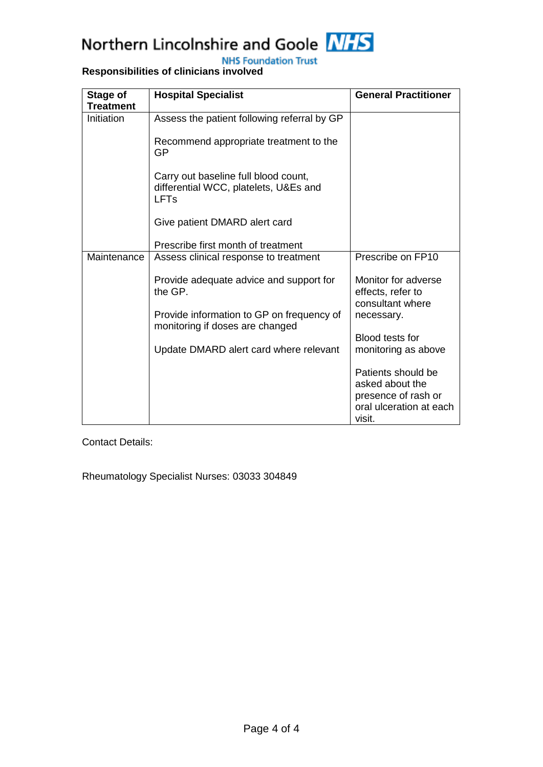Northern Lincolnshire and Goole NHS Foundation Trust

**Responsibilities of clinicians involved**

| Stage of Treatment | Hospital Specialist | General Practitioner |
|---|---|---|
| Initiation | Assess the patient following referral by GP<br><br>Recommend appropriate treatment to the GP<br><br>Carry out baseline full blood count, differential WCC, platelets, U&Es and LFTs<br><br>Give patient DMARD alert card<br><br>Prescribe first month of treatment | |
| Maintenance | Assess clinical response to treatment<br><br>Provide adequate advice and support for the GP.<br><br>Provide information to GP on frequency of monitoring if doses are changed<br><br>Update DMARD alert card where relevant | Prescribe on FP10<br><br>Monitor for adverse effects, refer to consultant where necessary.<br><br>Blood tests for monitoring as above<br><br>Patients should be asked about the presence of rash or oral ulceration at each visit. |

Contact Details:

Rheumatology Specialist Nurses: 03033 304849